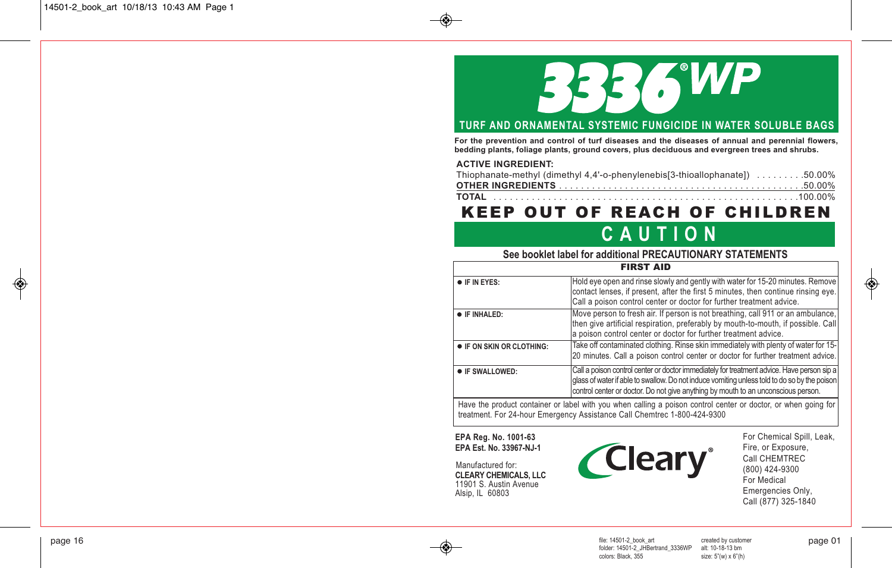# 3336® WP

## TURF AND ORNAMENTAL SYSTEMIC FUNGICIDE IN WATER SOLUBLE BAGS

**For the prevention and control of turf diseases and the diseases of annual and perennial flowers, bedding plants, foliage plants, ground covers, plus deciduous and evergreen trees and shrubs.**

**ACTIVE INGREDIENT:**

Thiophanate-methyl (dimethyl 4,4'-o-phenylenebis[3-thioallophanate]) .........50.00%
**OTHER INGREDIENTS** .........................................50.00%
**TOTAL** .........................................................100.00%

## KEEP OUT OF REACH OF CHILDREN

## CAUTION

**See booklet label for additional PRECAUTIONARY STATEMENTS**

| FIRST AID | |
|---|---|
| **● IF IN EYES:** | Hold eye open and rinse slowly and gently with water for 15-20 minutes. Remove contact lenses, if present, after the first 5 minutes, then continue rinsing eye. Call a poison control center or doctor for further treatment advice. |
| **● IF INHALED:** | Move person to fresh air. If person is not breathing, call 911 or an ambulance, then give artificial respiration, preferably by mouth-to-mouth, if possible. Call a poison control center or doctor for further treatment advice. |
| **● IF ON SKIN OR CLOTHING:** | Take off contaminated clothing. Rinse skin immediately with plenty of water for 15-20 minutes. Call a poison control center or doctor for further treatment advice. |
| **● IF SWALLOWED:** | Call a poison control center or doctor immediately for treatment advice. Have person sip a glass of water if able to swallow. Do not induce vomiting unless told to do so by the poison control center or doctor. Do not give anything by mouth to an unconscious person. |
| Have the product container or label with you when calling a poison control center or doctor, or when going for treatment. For 24-hour Emergency Assistance Call Chemtrec 1-800-424-9300 | |

**EPA Reg. No. 1001-63**
**EPA Est. No. 33967-NJ-1**

Manufactured for:
**CLEARY CHEMICALS, LLC**
11901 S. Austin Avenue
Alsip, IL 60803

Cleary®

For Chemical Spill, Leak, Fire, or Exposure, Call CHEMTREC (800) 424-9300
For Medical Emergencies Only, Call (877) 325-1840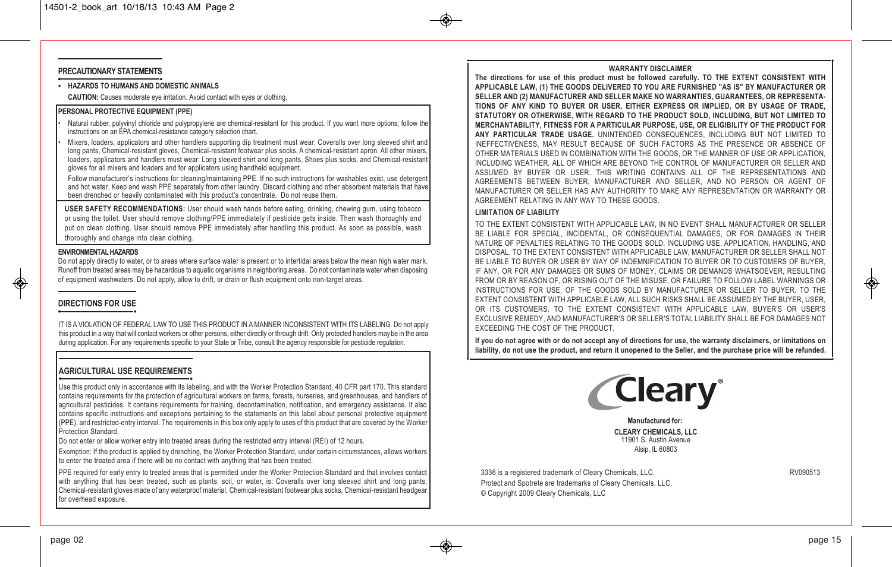## PRECAUTIONARY STATEMENTS

- **HAZARDS TO HUMANS AND DOMESTIC ANIMALS**

  **CAUTION:** Causes moderate eye irritation. Avoid contact with eyes or clothing.

### PERSONAL PROTECTIVE EQUIPMENT (PPE)

- Natural rubber, polyvinyl chloride and polypropylene are chemical-resistant for this product. If you want more options, follow the instructions on an EPA chemical-resistance category selection chart.
- Mixers, loaders, applicators and other handlers supporting dip treatment must wear: Coveralls over long sleeved shirt and long pants, Chemical-resistant gloves, Chemical-resistant footwear plus socks, A chemical-resistant apron. All other mixers, loaders, applicators and handlers must wear: Long sleeved shirt and long pants, Shoes plus socks, and Chemical-resistant gloves for all mixers and loaders and for applicators using handheld equipment.

  Follow manufacturer's instructions for cleaning/maintaining PPE. If no such instructions for washables exist, use detergent and hot water. Keep and wash PPE separately from other laundry. Discard clothing and other absorbent materials that have been drenched or heavily contaminated with this product's concentrate. Do not reuse them.

**USER SAFETY RECOMMENDATIONS:** User should wash hands before eating, drinking, chewing gum, using tobacco or using the toilet. User should remove clothing/PPE immediately if pesticide gets inside. Then wash thoroughly and put on clean clothing. User should remove PPE immediately after handling this product. As soon as possible, wash thoroughly and change into clean clothing.

### ENVIRONMENTAL HAZARDS

Do not apply directly to water, or to areas where surface water is present or to intertidal areas below the mean high water mark. Runoff from treated areas may be hazardous to aquatic organisms in neighboring areas. Do not contaminate water when disposing of equipment washwaters. Do not apply, allow to drift, or drain or flush equipment onto non-target areas.

## DIRECTIONS FOR USE

IT IS A VIOLATION OF FEDERAL LAW TO USE THIS PRODUCT IN A MANNER INCONSISTENT WITH ITS LABELING. Do not apply this product in a way that will contact workers or other persons, either directly or through drift. Only protected handlers may be in the area during application. For any requirements specific to your State or Tribe, consult the agency responsible for pesticide regulation.

## AGRICULTURAL USE REQUIREMENTS

Use this product only in accordance with its labeling, and with the Worker Protection Standard, 40 CFR part 170. This standard contains requirements for the protection of agricultural workers on farms, forests, nurseries, and greenhouses, and handlers of agricultural pesticides. It contains requirements for training, decontamination, notification, and emergency assistance. It also contains specific instructions and exceptions pertaining to the statements on this label about personal protective equipment (PPE), and restricted-entry interval. The requirements in this box only apply to uses of this product that are covered by the Worker Protection Standard.

Do not enter or allow worker entry into treated areas during the restricted entry interval (REI) of 12 hours.

Exemption: If the product is applied by drenching, the Worker Protection Standard, under certain circumstances, allows workers to enter the treated area if there will be no contact with anything that has been treated.

PPE required for early entry to treated areas that is permitted under the Worker Protection Standard and that involves contact with anything that has been treated, such as plants, soil, or water, is: Coveralls over long sleeved shirt and long pants, Chemical-resistant gloves made of any waterproof material, Chemical-resistant footwear plus socks, Chemical-resistant headgear for overhead exposure.

## WARRANTY DISCLAIMER

**The directions for use of this product must be followed carefully. TO THE EXTENT CONSISTENT WITH APPLICABLE LAW, (1) THE GOODS DELIVERED TO YOU ARE FURNISHED "AS IS" BY MANUFACTURER OR SELLER AND (2) MANUFACTURER AND SELLER MAKE NO WARRANTIES, GUARANTEES, OR REPRESENTATIONS OF ANY KIND TO BUYER OR USER, EITHER EXPRESS OR IMPLIED, OR BY USAGE OF TRADE, STATUTORY OR OTHERWISE, WITH REGARD TO THE PRODUCT SOLD, INCLUDING, BUT NOT LIMITED TO MERCHANTABILITY, FITNESS FOR A PARTICULAR PURPOSE, USE, OR ELIGIBILITY OF THE PRODUCT FOR ANY PARTICULAR TRADE USAGE.** UNINTENDED CONSEQUENCES, INCLUDING BUT NOT LIMITED TO INEFFECTIVENESS, MAY RESULT BECAUSE OF SUCH FACTORS AS THE PRESENCE OR ABSENCE OF OTHER MATERIALS USED IN COMBINATION WITH THE GOODS, OR THE MANNER OF USE OR APPLICATION, INCLUDING WEATHER, ALL OF WHICH ARE BEYOND THE CONTROL OF MANUFACTURER OR SELLER AND ASSUMED BY BUYER OR USER. THIS WRITING CONTAINS ALL OF THE REPRESENTATIONS AND AGREEMENTS BETWEEN BUYER, MANUFACTURER AND SELLER, AND NO PERSON OR AGENT OF MANUFACTURER OR SELLER HAS ANY AUTHORITY TO MAKE ANY REPRESENTATION OR WARRANTY OR AGREEMENT RELATING IN ANY WAY TO THESE GOODS.

### LIMITATION OF LIABILITY

TO THE EXTENT CONSISTENT WITH APPLICABLE LAW, IN NO EVENT SHALL MANUFACTURER OR SELLER BE LIABLE FOR SPECIAL, INCIDENTAL, OR CONSEQUENTIAL DAMAGES, OR FOR DAMAGES IN THEIR NATURE OF PENALTIES RELATING TO THE GOODS SOLD, INCLUDING USE, APPLICATION, HANDLING, AND DISPOSAL. TO THE EXTENT CONSISTENT WITH APPLICABLE LAW, MANUFACTURER OR SELLER SHALL NOT BE LIABLE TO BUYER OR USER BY WAY OF INDEMNIFICATION TO BUYER OR TO CUSTOMERS OF BUYER, IF ANY, OR FOR ANY DAMAGES OR SUMS OF MONEY, CLAIMS OR DEMANDS WHATSOEVER, RESULTING FROM OR BY REASON OF, OR RISING OUT OF THE MISUSE, OR FAILURE TO FOLLOW LABEL WARNINGS OR INSTRUCTIONS FOR USE, OF THE GOODS SOLD BY MANUFACTURER OR SELLER TO BUYER. TO THE EXTENT CONSISTENT WITH APPLICABLE LAW, ALL SUCH RISKS SHALL BE ASSUMED BY THE BUYER, USER, OR ITS CUSTOMERS. TO THE EXTENT CONSISTENT WITH APPLICABLE LAW, BUYER'S OR USER'S EXCLUSIVE REMEDY, AND MANUFACTURER'S OR SELLER'S TOTAL LIABILITY SHALL BE FOR DAMAGES NOT EXCEEDING THE COST OF THE PRODUCT.

**If you do not agree with or do not accept any of directions for use, the warranty disclaimers, or limitations on liability, do not use the product, and return it unopened to the Seller, and the purchase price will be refunded.**

Cleary®

**Manufactured for:**

**CLEARY CHEMICALS, LLC**
11901 S. Austin Avenue
Alsip, IL 60803

3336 is a registered trademark of Cleary Chemicals, LLC.

RV090513

Protect and Spotrete are trademarks of Cleary Chemicals, LLC.

© Copyright 2009 Cleary Chemicals, LLC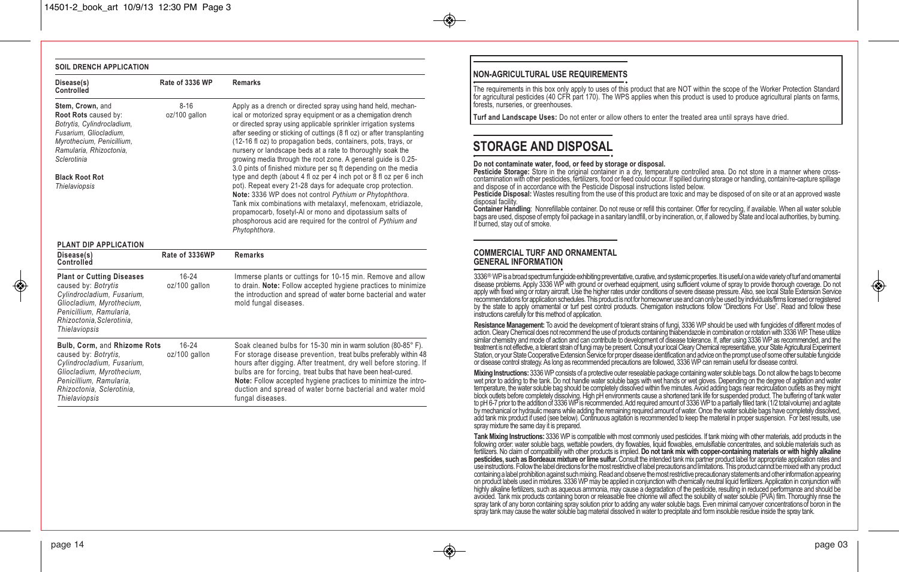### SOIL DRENCH APPLICATION

| Disease(s) Controlled | Rate of 3336 WP | Remarks |
|---|---|---|
| **Stem, Crown,** and **Root Rots** caused by: *Botrytis, Cylindrocladium, Fusarium, Gliocladium, Myrothecium, Penicillium, Ramularia, Rhizoctonia, Sclerotinia*<br><br>**Black Root Rot** *Thielaviopsis* | 8-16 oz/100 gallon | Apply as a drench or directed spray using hand held, mechanical or motorized spray equipment or as a chemigation drench or directed spray using applicable sprinkler irrigation systems after seeding or sticking of cuttings (8 fl oz) or after transplanting (12-16 fl oz) to propagation beds, containers, pots, trays, or nursery or landscape beds at a rate to thoroughly soak the growing media through the root zone. A general guide is 0.25-3.0 pints of finished mixture per sq ft depending on the media type and depth (about 4 fl oz per 4 inch pot or 8 fl oz per 6 inch pot). Repeat every 21-28 days for adequate crop protection. **Note:** 3336 WP does not control *Pythium or Phytophthora*. Tank mix combinations with metalaxyl, mefenoxam, etridiazole, propamocarb, fosetyl-Al or mono and dipotassium salts of phosphorous acid are required for the control of *Pythium and Phytophthora*. |

### PLANT DIP APPLICATION

| Disease(s) Controlled | Rate of 3336WP | Remarks |
|---|---|---|
| **Plant or Cutting Diseases** caused by: *Botrytis Cylindrocladium, Fusarium, Gliocladium, Myrothecium, Penicillium, Ramularia, Rhizoctonia, Sclerotinia, Thielaviopsis* | 16-24 oz/100 gallon | Immerse plants or cuttings for 10-15 min. Remove and allow to drain. **Note:** Follow accepted hygiene practices to minimize the introduction and spread of water borne bacterial and water mold fungal diseases. |
| **Bulb, Corm,** and **Rhizome Rots** caused by: *Botrytis, Cylindrocladium, Fusarium, Gliocladium, Myrothecium, Penicillium, Ramularia, Rhizoctonia, Sclerotinia, Thielaviopsis* | 16-24 oz/100 gallon | Soak cleaned bulbs for 15-30 min in warm solution (80-85° F). For storage disease prevention, treat bulbs preferably within 48 hours after digging. After treatment, dry well before storing. If bulbs are for forcing, treat bulbs that have been heat-cured. **Note:** Follow accepted hygiene practices to minimize the introduction and spread of water borne bacterial and water mold fungal diseases. |

### NON-AGRICULTURAL USE REQUIREMENTS

The requirements in this box only apply to uses of this product that are NOT within the scope of the Worker Protection Standard for agricultural pesticides (40 CFR part 170). The WPS applies when this product is used to produce agricultural plants on farms, forests, nurseries, or greenhouses.

**Turf and Landscape Uses:** Do not enter or allow others to enter the treated area until sprays have dried.

## STORAGE AND DISPOSAL

**Do not contaminate water, food, or feed by storage or disposal.**

**Pesticide Storage:** Store in the original container in a dry, temperature controlled area. Do not store in a manner where cross-contamination with other pesticides, fertilizers, food or feed could occur. If spilled during storage or handling, contain/re-capture spillage and dispose of in accordance with the Pesticide Disposal instructions listed below.

**Pesticide Disposal:** Wastes resulting from the use of this product are toxic and may be disposed of on site or at an approved waste disposal facility.

**Container Handling**: Nonrefillable container. Do not reuse or refill this container. Offer for recycling, if available. When all water soluble bags are used, dispose of empty foil package in a sanitary landfill, or by incineration, or, if allowed by State and local authorities, by burning. If burned, stay out of smoke.

### COMMERCIAL TURF AND ORNAMENTAL GENERAL INFORMATION

3336® WP is a broad spectrum fungicide exhibiting preventative, curative, and systemic properties. It is useful on a wide variety of turf and ornamental disease problems. Apply 3336 WP with ground or overhead equipment, using sufficient volume of spray to provide thorough coverage. Do not apply with fixed wing or rotary aircraft. Use the higher rates under conditions of severe disease pressure. Also, see local State Extension Service recommendations for application schedules. This product is not for homeowner use and can only be used by individuals/firms licensed or registered by the state to apply ornamental or turf pest control products. Chemigation instructions follow "Directions For Use". Read and follow these instructions carefully for this method of application.

**Resistance Management:** To avoid the development of tolerant strains of fungi, 3336 WP should be used with fungicides of different modes of action. Cleary Chemical does not recommend the use of products containing thiabendazole in combination or rotation with 3336 WP. These utilize similar chemistry and mode of action and can contribute to development of disease tolerance. If, after using 3336 WP as recommended, and the treatment is not effective, a tolerant strain of fungi may be present. Consult your local Cleary Chemical representative, your State Agricultural Experiment Station, or your State Cooperative Extension Service for proper disease identification and advice on the prompt use of some other suitable fungicide or disease control strategy. As long as recommended precautions are followed, 3336 WP can remain useful for disease control.

**Mixing Instructions:** 3336 WP consists of a protective outer resealable package containing water soluble bags. Do not allow the bags to become wet prior to adding to the tank. Do not handle water soluble bags with wet hands or wet gloves. Depending on the degree of agitation and water temperature, the water soluble bag should be completely dissolved within five minutes. Avoid adding bags near recirculation outlets as they might block outlets before completely dissolving. High pH environments cause a shortened tank life for suspended product. The buffering of tank water to pH 6-7 prior to the addition of 3336 WP is recommended. Add required amount of 3336 WP to a partially filled tank (1/2 total volume) and agitate by mechanical or hydraulic means while adding the remaining required amount of water. Once the water soluble bags have completely dissolved, add tank mix product if used (see below). Continuous agitation is recommended to keep the material in proper suspension. For best results, use spray mixture the same day it is prepared.

**Tank Mixing Instructions:** 3336 WP is compatible with most commonly used pesticides. If tank mixing with other materials, add products in the following order: water soluble bags, wettable powders, dry flowables, liquid flowables, emulsifiable concentrates, and soluble materials such as fertilizers. No claim of compatibility with other products is implied. **Do not tank mix with copper-containing materials or with highly alkaline pesticides, such as Bordeaux mixture or lime sulfur.** Consult the intended tank mix partner product label for appropriate application rates and use instructions. Follow the label directions for the most restrictive of label precautions and limitations. This product cannot be mixed with any product containing a label prohibition against such mixing. Read and observe the most restrictive precautionary statements and other information appearing on product labels used in mixtures. 3336 WP may be applied in conjunction with chemically neutral liquid fertilizers. Application in conjunction with highly alkaline fertilizers, such as aqueous ammonia, may cause a degradation of the pesticide, resulting in reduced performance and should be avoided. Tank mix products containing boron or releasable free chlorine will affect the solubility of water soluble (PVA) film. Thoroughly rinse the spray tank of any boron containing spray solution prior to adding any water soluble bags. Even minimal carryover concentrations of boron in the spray tank may cause the water soluble bag material dissolved in water to precipitate and form insoluble residue inside the spray tank.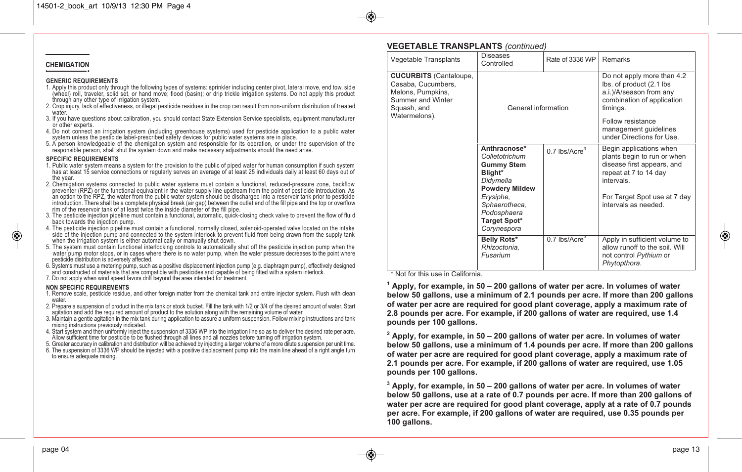## CHEMIGATION

### GENERIC REQUIREMENTS

1. Apply this product only through the following types of systems: sprinkler including center pivot, lateral move, end tow, side (wheel) roll, traveler, solid set, or hand move; flood (basin); or drip trickle irrigation systems. Do not apply this product through any other type of irrigation system.
2. Crop injury, lack of effectiveness, or illegal pesticide residues in the crop can result from non-uniform distribution of treated water.
3. If you have questions about calibration, you should contact State Extension Service specialists, equipment manufacturer or other experts.
4. Do not connect an irrigation system (including greenhouse systems) used for pesticide application to a public water system unless the pesticide label-prescribed safety devices for public water systems are in place.
5. A person knowledgeable of the chemigation system and responsible for its operation, or under the supervision of the responsible person, shall shut the system down and make necessary adjustments should the need arise.

### SPECIFIC REQUIREMENTS

1. Public water system means a system for the provision to the public of piped water for human consumption if such system has at least 15 service connections or regularly serves an average of at least 25 individuals daily at least 60 days out of the year.
2. Chemigation systems connected to public water systems must contain a functional, reduced-pressure zone, backflow preventer (RPZ) or the functional equivalent in the water supply line upstream from the point of pesticide introduction. As an option to the RPZ, the water from the public water system should be discharged into a reservoir tank prior to pesticide introduction. There shall be a complete physical break (air gap) between the outlet end of the fill pipe and the top or overflow rim of the reservoir tank of at least twice the inside diameter of the fill pipe.
3. The pesticide injection pipeline must contain a functional, automatic, quick-closing check valve to prevent the flow of fluid back towards the injection pump.
4. The pesticide injection pipeline must contain a functional, normally closed, solenoid-operated valve located on the intake side of the injection pump and connected to the system interlock to prevent fluid from being drawn from the supply tank when the irrigation system is either automatically or manually shut down.
5. The system must contain functional interlocking controls to automatically shut off the pesticide injection pump when the water pump motor stops, or in cases where there is no water pump, when the water pressure decreases to the point where pesticide distribution is adversely affected.
6. Systems must use a metering pump, such as a positive displacement injection pump (e.g. diaphragm pump), effectively designed and constructed of materials that are compatible with pesticides and capable of being fitted with a system interlock.
7. Do not apply when wind speed favors drift beyond the area intended for treatment.

### NON SPECIFIC REQUIREMENTS

1. Remove scale, pesticide residue, and other foreign matter from the chemical tank and entire injector system. Flush with clean water.
2. Prepare a suspension of product in the mix tank or stock bucket. Fill the tank with 1/2 or 3/4 of the desired amount of water. Start agitation and add the required amount of product to the solution along with the remaining volume of water.
3. Maintain a gentle agitation in the mix tank during application to assure a uniform suspension. Follow mixing instructions and tank mixing instructions previously indicated.
4. Start system and then uniformly inject the suspension of 3336 WP into the irrigation line so as to deliver the desired rate per acre. Allow sufficient time for pesticide to be flushed through all lines and all nozzles before turning off irrigation system.
5. Greater accuracy in calibration and distribution will be achieved by injecting a larger volume of a more dilute suspension per unit time.
6. The suspension of 3336 WP should be injected with a positive displacement pump into the main line ahead of a right angle turn to ensure adequate mixing.

## VEGETABLE TRANSPLANTS *(continued)*

| Vegetable Transplants | Diseases Controlled | Rate of 3336 WP | Remarks |
|---|---|---|---|
| **CUCURBITS** (Cantaloupe, Casaba, Cucumbers, Melons, Pumpkins, Summer and Winter Squash, and Watermelons). | General information | | Do not apply more than 4.2 lbs. of product (2.1 lbs a.i.)/A/season from any combination of application timings. Follow resistance management guidelines under Directions for Use. |
| | **Anthracnose*** *Colletotrichum* **Gummy Stem Blight*** *Didymella* **Powdery Mildew** *Erysiphe, Sphaerotheca, Podosphaera* **Target Spot*** *Corynespora* | 0.7 lbs/Acre[3] | Begin applications when plants begin to run or when disease first appears, and repeat at 7 to 14 day intervals. For Target Spot use at 7 day intervals as needed. |
| | **Belly Rots*** *Rhizoctonia, Fusarium* | 0.7 lbs/Acre[3] | Apply in sufficient volume to allow runoff to the soil. Will not control *Pythium* or *Phytopthora*. |

\* Not for this use in California.

**[1] Apply, for example, in 50 – 200 gallons of water per acre. In volumes of water below 50 gallons, use a minimum of 2.1 pounds per acre. If more than 200 gallons of water per acre are required for good plant coverage, apply a maximum rate of 2.8 pounds per acre. For example, if 200 gallons of water are required, use 1.4 pounds per 100 gallons.**

**[2] Apply, for example, in 50 – 200 gallons of water per acre. In volumes of water below 50 gallons, use a minimum of 1.4 pounds per acre. If more than 200 gallons of water per acre are required for good plant coverage, apply a maximum rate of 2.1 pounds per acre. For example, if 200 gallons of water are required, use 1.05 pounds per 100 gallons.**

**[3] Apply, for example, in 50 – 200 gallons of water per acre. In volumes of water below 50 gallons, use at a rate of 0.7 pounds per acre. If more than 200 gallons of water per acre are required for good plant coverage, apply at a rate of 0.7 pounds per acre. For example, if 200 gallons of water are required, use 0.35 pounds per 100 gallons.**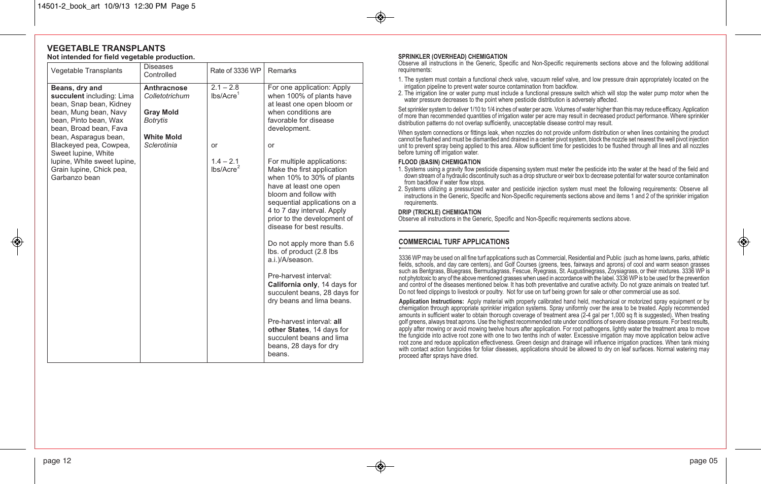## VEGETABLE TRANSPLANTS

**Not intended for field vegetable production.**

| Vegetable Transplants | Diseases Controlled | Rate of 3336 WP | Remarks |
|---|---|---|---|
| **Beans, dry and succulent** including: Lima bean, Snap bean, Kidney bean, Mung bean, Navy bean, Pinto bean, Wax bean, Broad bean, Fava bean, Asparagus bean, Blackeyed pea, Cowpea, Sweet lupine, White lupine, White sweet lupine, Grain lupine, Chick pea, Garbanzo bean | **Anthracnose** *Colletotrichum*<br><br>**Gray Mold** *Botrytis*<br><br>**White Mold** *Sclerotinia* | 2.1 – 2.8 lbs/Acre[1]<br><br>or<br><br>1.4 – 2.1 lbs/Acre[2] | For one application: Apply when 100% of plants have at least one open bloom or when conditions are favorable for disease development.<br><br>or<br><br>For multiple applications: Make the first application when 10% to 30% of plants have at least one open bloom and follow with sequential applications on a 4 to 7 day interval. Apply prior to the development of disease for best results.<br><br>Do not apply more than 5.6 lbs. of product (2.8 lbs a.i.)/A/season.<br><br>Pre-harvest interval: **California only**, 14 days for succulent beans, 28 days for dry beans and lima beans.<br><br>Pre-harvest interval: **all other States**, 14 days for succulent beans and lima beans, 28 days for dry beans. |

**SPRINKLER (OVERHEAD) CHEMIGATION**

Observe all instructions in the Generic, Specific and Non-Specific requirements sections above and the following additional requirements:

1. The system must contain a functional check valve, vacuum relief valve, and low pressure drain appropriately located on the irrigation pipeline to prevent water source contamination from backflow.
2. The irrigation line or water pump must include a functional pressure switch which will stop the water pump motor when the water pressure decreases to the point where pesticide distribution is adversely affected.

Set sprinkler system to deliver 1/10 to 1/4 inches of water per acre. Volumes of water higher than this may reduce efficacy. Application of more than recommended quantities of irrigation water per acre may result in decreased product performance. Where sprinkler distribution patterns do not overlap sufficiently, unacceptable disease control may result.

When system connections or fittings leak, when nozzles do not provide uniform distribution or when lines containing the product cannot be flushed and must be dismantled and drained in a center pivot system, block the nozzle set nearest the well pivot injection unit to prevent spray being applied to this area. Allow sufficient time for pesticides to be flushed through all lines and all nozzles before turning off irrigation water.

**FLOOD (BASIN) CHEMIGATION**

1. Systems using a gravity flow pesticide dispensing system must meter the pesticide into the water at the head of the field and down stream of a hydraulic discontinuity such as a drop structure or weir box to decrease potential for water source contamination from backflow if water flow stops.
2. Systems utilizing a pressurized water and pesticide injection system must meet the following requirements: Observe all instructions in the Generic, Specific and Non-Specific requirements sections above and items 1 and 2 of the sprinkler irrigation requirements.

**DRIP (TRICKLE) CHEMIGATION**

Observe all instructions in the Generic, Specific and Non-Specific requirements sections above.

## COMMERCIAL TURF APPLICATIONS

3336 WP may be used on all fine turf applications such as Commercial, Residential and Public (such as home lawns, parks, athletic fields, schools, and day care centers), and Golf Courses (greens, tees, fairways and aprons) of cool and warm season grasses such as Bentgrass, Bluegrass, Bermudagrass, Fescue, Ryegrass, St. Augustinegrass, Zoysiagrass, or their mixtures. 3336 WP is not phytotoxic to any of the above mentioned grasses when used in accordance with the label. 3336 WP is to be used for the prevention and control of the diseases mentioned below. It has both preventative and curative activity. Do not graze animals on treated turf. Do not feed clippings to livestock or poultry. Not for use on turf being grown for sale or other commercial use as sod.

**Application Instructions:** Apply material with properly calibrated hand held, mechanical or motorized spray equipment or by chemigation through appropriate sprinkler irrigation systems. Spray uniformly over the area to be treated. Apply recommended amounts in sufficient water to obtain thorough coverage of treatment area (2-4 gal per 1,000 sq ft is suggested). When treating golf greens, always treat aprons. Use the highest recommended rate under conditions of severe disease pressure. For best results, apply after mowing or avoid mowing twelve hours after application. For root pathogens, lightly water the treatment area to move the fungicide into active root zone with one to two tenths inch of water. Excessive irrigation may move application below active root zone and reduce application effectiveness. Green design and drainage will influence irrigation practices. When tank mixing with contact action fungicides for foliar diseases, applications should be allowed to dry on leaf surfaces. Normal watering may proceed after sprays have dried.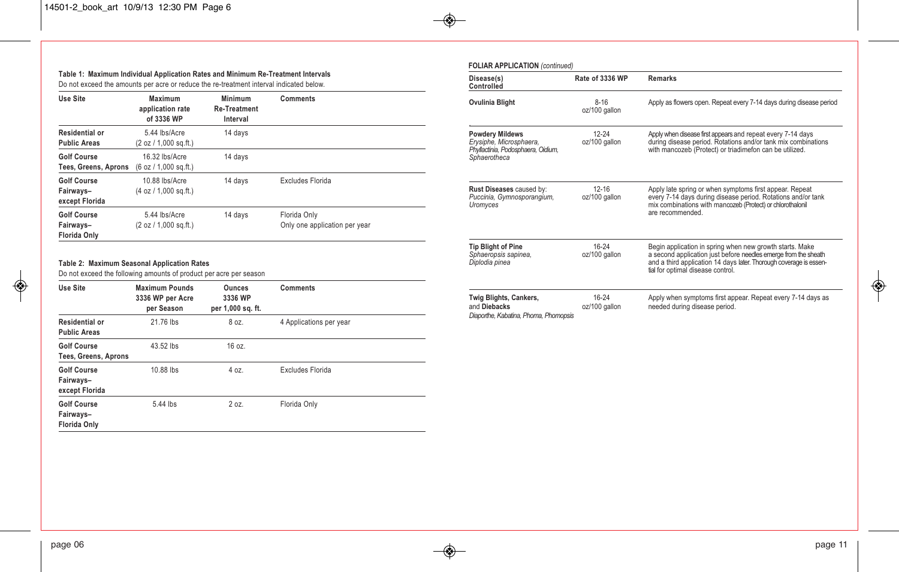**Table 1: Maximum Individual Application Rates and Minimum Re-Treatment Intervals**

Do not exceed the amounts per acre or reduce the re-treatment interval indicated below.

| Use Site | Maximum application rate of 3336 WP | Minimum Re-Treatment Interval | Comments |
|---|---|---|---|
| **Residential or Public Areas** | 5.44 lbs/Acre (2 oz / 1,000 sq.ft.) | 14 days | |
| **Golf Course Tees, Greens, Aprons** | 16.32 lbs/Acre (6 oz / 1,000 sq.ft.) | 14 days | |
| **Golf Course Fairways– except Florida** | 10.88 lbs/Acre (4 oz / 1,000 sq.ft.) | 14 days | Excludes Florida |
| **Golf Course Fairways– Florida Only** | 5.44 lbs/Acre (2 oz / 1,000 sq.ft.) | 14 days | Florida Only<br>Only one application per year |

**Table 2: Maximum Seasonal Application Rates**

Do not exceed the following amounts of product per acre per season

| Use Site | Maximum Pounds 3336 WP per Acre per Season | Ounces 3336 WP per 1,000 sq. ft. | Comments |
|---|---|---|---|
| **Residential or Public Areas** | 21.76 lbs | 8 oz. | 4 Applications per year |
| **Golf Course Tees, Greens, Aprons** | 43.52 lbs | 16 oz. | |
| **Golf Course Fairways– except Florida** | 10.88 lbs | 4 oz. | Excludes Florida |
| **Golf Course Fairways– Florida Only** | 5.44 lbs | 2 oz. | Florida Only |

**FOLIAR APPLICATION** *(continued)*

| Disease(s) Controlled | Rate of 3336 WP | Remarks |
|---|---|---|
| **Ovulinia Blight** | 8-16 oz/100 gallon | Apply as flowers open. Repeat every 7-14 days during disease period |
| **Powdery Mildews** *Erysiphe, Microsphaera, Phyllactinia, Podosphaera, Oidium, Sphaerotheca* | 12-24 oz/100 gallon | Apply when disease first appears and repeat every 7-14 days during disease period. Rotations and/or tank mix combinations with mancozeb (Protect) or triadimefon can be utilized. |
| **Rust Diseases** caused by: *Puccinia, Gymnosporangium, Uromyces* | 12-16 oz/100 gallon | Apply late spring or when symptoms first appear. Repeat every 7-14 days during disease period. Rotations and/or tank mix combinations with mancozeb (Protect) or chlorothalonil are recommended. |
| **Tip Blight of Pine** *Sphaeropsis sapinea, Diplodia pinea* | 16-24 oz/100 gallon | Begin application in spring when new growth starts. Make a second application just before needles emerge from the sheath and a third application 14 days later. Thorough coverage is essential for optimal disease control. |
| **Twig Blights, Cankers,** and **Diebacks** *Diaporthe, Kabatina, Phoma, Phomopsis* | 16-24 oz/100 gallon | Apply when symptoms first appear. Repeat every 7-14 days as needed during disease period. |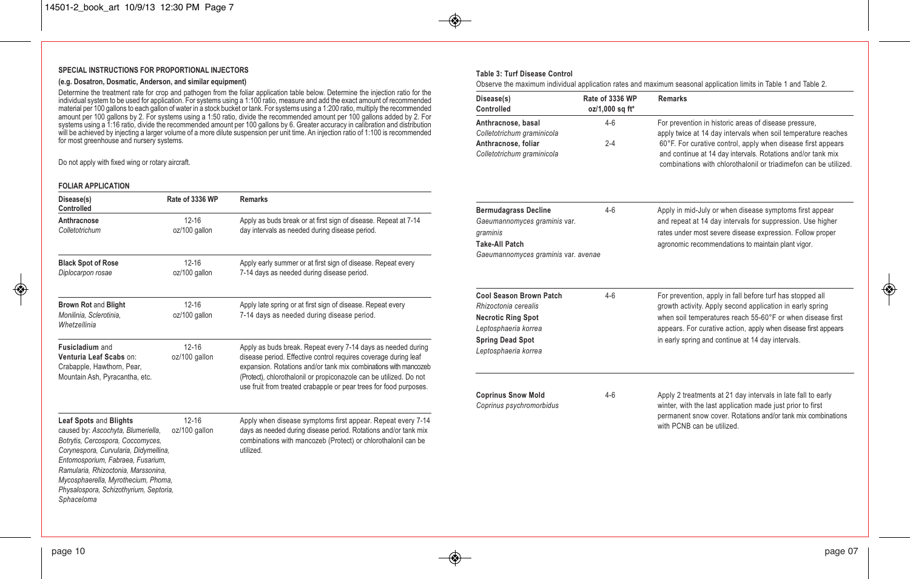#### SPECIAL INSTRUCTIONS FOR PROPORTIONAL INJECTORS

**(e.g. Dosatron, Dosmatic, Anderson, and similar equipment)**

Determine the treatment rate for crop and pathogen from the foliar application table below. Determine the injection ratio for the individual system to be used for application. For systems using a 1:100 ratio, measure and add the exact amount of recommended material per 100 gallons to each gallon of water in a stock bucket or tank. For systems using a 1:200 ratio, multiply the recommended amount per 100 gallons by 2. For systems using a 1:50 ratio, divide the recommended amount per 100 gallons added by 2. For systems using a 1:16 ratio, divide the recommended amount per 100 gallons by 6. Greater accuracy in calibration and distribution will be achieved by injecting a larger volume of a more dilute suspension per unit time. An injection ratio of 1:100 is recommended for most greenhouse and nursery systems.

Do not apply with fixed wing or rotary aircraft.

#### FOLIAR APPLICATION

| Disease(s) Controlled | Rate of 3336 WP | Remarks |
|---|---|---|
| **Anthracnose** *Colletotrichum* | 12-16 oz/100 gallon | Apply as buds break or at first sign of disease. Repeat at 7-14 day intervals as needed during disease period. |
| **Black Spot of Rose** *Diplocarpon rosae* | 12-16 oz/100 gallon | Apply early summer or at first sign of disease. Repeat every 7-14 days as needed during disease period. |
| **Brown Rot** and **Blight** *Monilinia, Sclerotinia, Whetzellinia* | 12-16 oz/100 gallon | Apply late spring or at first sign of disease. Repeat every 7-14 days as needed during disease period. |
| **Fusicladium** and **Venturia Leaf Scabs** on: Crabapple, Hawthorn, Pear, Mountain Ash, Pyracantha, etc. | 12-16 oz/100 gallon | Apply as buds break. Repeat every 7-14 days as needed during disease period. Effective control requires coverage during leaf expansion. Rotations and/or tank mix combinations with mancozeb (Protect), chlorothalonil or propiconazole can be utilized. Do not use fruit from treated crabapple or pear trees for food purposes. |
| **Leaf Spots** and **Blights** caused by: *Ascochyta, Blumeriella, Botrytis, Cercospora, Coccomyces, Corynespora, Curvularia, Didymellina, Entomosporium, Fabraea, Fusarium, Ramularia, Rhizoctonia, Marssonina, Mycosphaerella, Myrothecium, Phoma, Physalospora, Schizothyrium, Septoria, Sphaceloma* | 12-16 oz/100 gallon | Apply when disease symptoms first appear. Repeat every 7-14 days as needed during disease period. Rotations and/or tank mix combinations with mancozeb (Protect) or chlorothalonil can be utilized. |

#### Table 3: Turf Disease Control

Observe the maximum individual application rates and maximum seasonal application limits in Table 1 and Table 2.

| Disease(s) Controlled | Rate of 3336 WP oz/1,000 sq ft* | Remarks |
|---|---|---|
| **Anthracnose, basal** *Colletotrichum graminicola* | 4-6 | For prevention in historic areas of disease pressure, apply twice at 14 day intervals when soil temperature reaches 60°F. For curative control, apply when disease first appears and continue at 14 day intervals. Rotations and/or tank mix combinations with chlorothalonil or triadimefon can be utilized. |
| **Anthracnose, foliar** *Colletotrichum graminicola* | 2-4 | |
| **Bermudagrass Decline** *Gaeumannomyces graminis* var. *graminis* **Take-All Patch** *Gaeumannomyces graminis* var. *avenae* | 4-6 | Apply in mid-July or when disease symptoms first appear and repeat at 14 day intervals for suppression. Use higher rates under most severe disease expression. Follow proper agronomic recommendations to maintain plant vigor. |
| **Cool Season Brown Patch** *Rhizoctonia cerealis* **Necrotic Ring Spot** *Leptosphaeria korrea* **Spring Dead Spot** *Leptosphaeria korrea* | 4-6 | For prevention, apply in fall before turf has stopped all growth activity. Apply second application in early spring when soil temperatures reach 55-60°F or when disease first appears. For curative action, apply when disease first appears in early spring and continue at 14 day intervals. |
| **Coprinus Snow Mold** *Coprinus psychromorbidus* | 4-6 | Apply 2 treatments at 21 day intervals in late fall to early winter, with the last application made just prior to first permanent snow cover. Rotations and/or tank mix combinations with PCNB can be utilized. |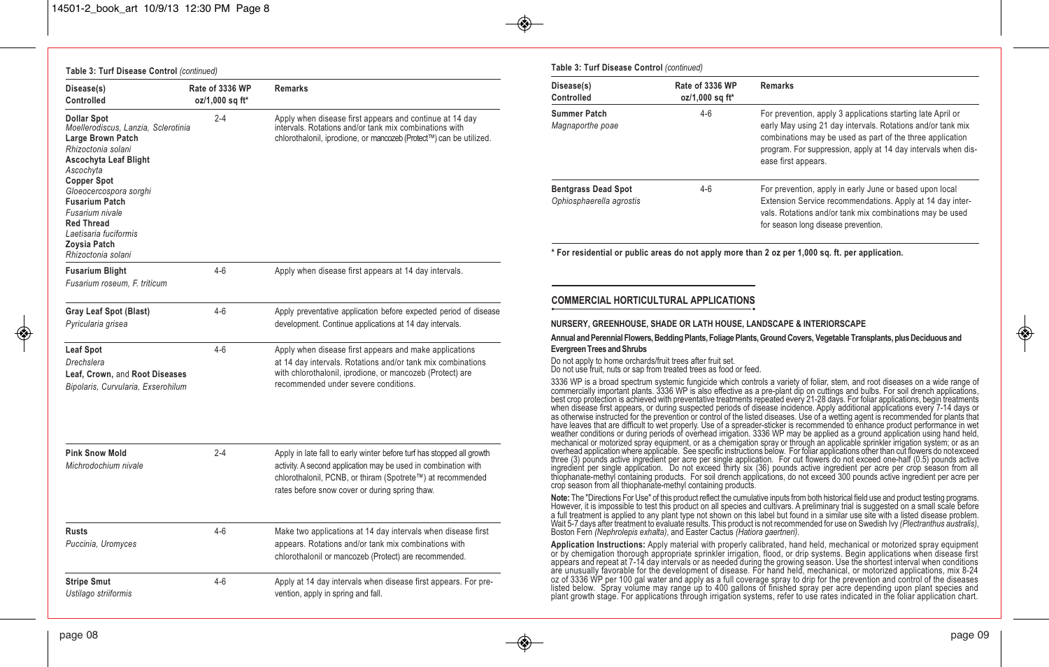**Table 3: Turf Disease Control** *(continued)*

| Disease(s) Controlled | Rate of 3336 WP oz/1,000 sq ft* | Remarks |
|---|---|---|
| **Dollar Spot** *Moellerodiscus, Lanzia, Sclerotinia* **Large Brown Patch** *Rhizoctonia solani* **Ascochyta Leaf Blight** *Ascochyta* **Copper Spot** *Gloeocercospora sorghi* **Fusarium Patch** *Fusarium nivale* **Red Thread** *Laetisaria fuciformis* **Zoysia Patch** *Rhizoctonia solani* | 2-4 | Apply when disease first appears and continue at 14 day intervals. Rotations and/or tank mix combinations with chlorothalonil, iprodione, or mancozeb (Protect™) can be utilized. |
| **Fusarium Blight** *Fusarium roseum, F. triticum* | 4-6 | Apply when disease first appears at 14 day intervals. |
| **Gray Leaf Spot (Blast)** *Pyricularia grisea* | 4-6 | Apply preventative application before expected period of disease development. Continue applications at 14 day intervals. |
| **Leaf Spot** *Drechslera* **Leaf, Crown,** and **Root Diseases** *Bipolaris, Curvularia, Exserohilum* | 4-6 | Apply when disease first appears and make applications at 14 day intervals. Rotations and/or tank mix combinations with chlorothalonil, iprodione, or mancozeb (Protect) are recommended under severe conditions. |
| **Pink Snow Mold** *Michrodochium nivale* | 2-4 | Apply in late fall to early winter before turf has stopped all growth activity. A second application may be used in combination with chlorothalonil, PCNB, or thiram (Spotrete™) at recommended rates before snow cover or during spring thaw. |
| **Rusts** *Puccinia, Uromyces* | 4-6 | Make two applications at 14 day intervals when disease first appears. Rotations and/or tank mix combinations with chlorothalonil or mancozeb (Protect) are recommended. |
| **Stripe Smut** *Ustilago striiformis* | 4-6 | Apply at 14 day intervals when disease first appears. For prevention, apply in spring and fall. |
| **Summer Patch** *Magnaporthe poae* | 4-6 | For prevention, apply 3 applications starting late April or early May using 21 day intervals. Rotations and/or tank mix combinations may be used as part of the three application program. For suppression, apply at 14 day intervals when disease first appears. |
| **Bentgrass Dead Spot** *Ophiosphaerella agrostis* | 4-6 | For prevention, apply in early June or based upon local Extension Service recommendations. Apply at 14 day intervals. Rotations and/or tank mix combinations may be used for season long disease prevention. |

**\* For residential or public areas do not apply more than 2 oz per 1,000 sq. ft. per application.**

## COMMERCIAL HORTICULTURAL APPLICATIONS

### NURSERY, GREENHOUSE, SHADE OR LATH HOUSE, LANDSCAPE & INTERIORSCAPE

**Annual and Perennial Flowers, Bedding Plants, Foliage Plants, Ground Covers, Vegetable Transplants, plus Deciduous and Evergreen Trees and Shrubs**

Do not apply to home orchards/fruit trees after fruit set.
Do not use fruit, nuts or sap from treated trees as food or feed.

3336 WP is a broad spectrum systemic fungicide which controls a variety of foliar, stem, and root diseases on a wide range of commercially important plants. 3336 WP is also effective as a pre-plant dip on cuttings and bulbs. For soil drench applications, best crop protection is achieved with preventative treatments repeated every 21-28 days. For foliar applications, begin treatments when disease first appears, or during suspected periods of disease incidence. Apply additional applications every 7-14 days or as otherwise instructed for the prevention or control of the listed diseases. Use of a wetting agent is recommended for plants that have leaves that are difficult to wet properly. Use of a spreader-sticker is recommended to enhance product performance in wet weather conditions or during periods of overhead irrigation. 3336 WP may be applied as a ground application using hand held, mechanical or motorized spray equipment, or as a chemigation spray or through an applicable sprinkler irrigation system; or as an overhead application where applicable. See specific instructions below. For foliar applications other than cut flowers do not exceed three (3) pounds active ingredient per acre per single application. For cut flowers do not exceed one-half (0.5) pounds active ingredient per single application. Do not exceed thirty six (36) pounds active ingredient per acre per crop season from all thiophanate-methyl containing products. For soil drench applications, do not exceed 300 pounds active ingredient per acre per crop season from all thiophanate-methyl containing products.

**Note:** The "Directions For Use" of this product reflect the cumulative inputs from both historical field use and product testing programs. However, it is impossible to test this product on all species and cultivars. A preliminary trial is suggested on a small scale before a full treatment is applied to any plant type not shown on this label but found in a similar use site with a listed disease problem. Wait 5-7 days after treatment to evaluate results. This product is not recommended for use on Swedish Ivy *(Plectranthus australis)*, Boston Fern *(Nephrolepis exhalta)*, and Easter Cactus *(Hatiora gaertneri)*.

**Application Instructions:** Apply material with properly calibrated, hand held, mechanical or motorized spray equipment or by chemigation thorough appropriate sprinkler irrigation, flood, or drip systems. Begin applications when disease first appears and repeat at 7-14 day intervals or as needed during the growing season. Use the shortest interval when conditions are unusually favorable for the development of disease. For hand held, mechanical, or motorized applications, mix 8-24 oz of 3336 WP per 100 gal water and apply as a full coverage spray to drip for the prevention and control of the diseases listed below. Spray volume may range up to 400 gallons of finished spray per acre depending upon plant species and plant growth stage. For applications through irrigation systems, refer to use rates indicated in the foliar application chart.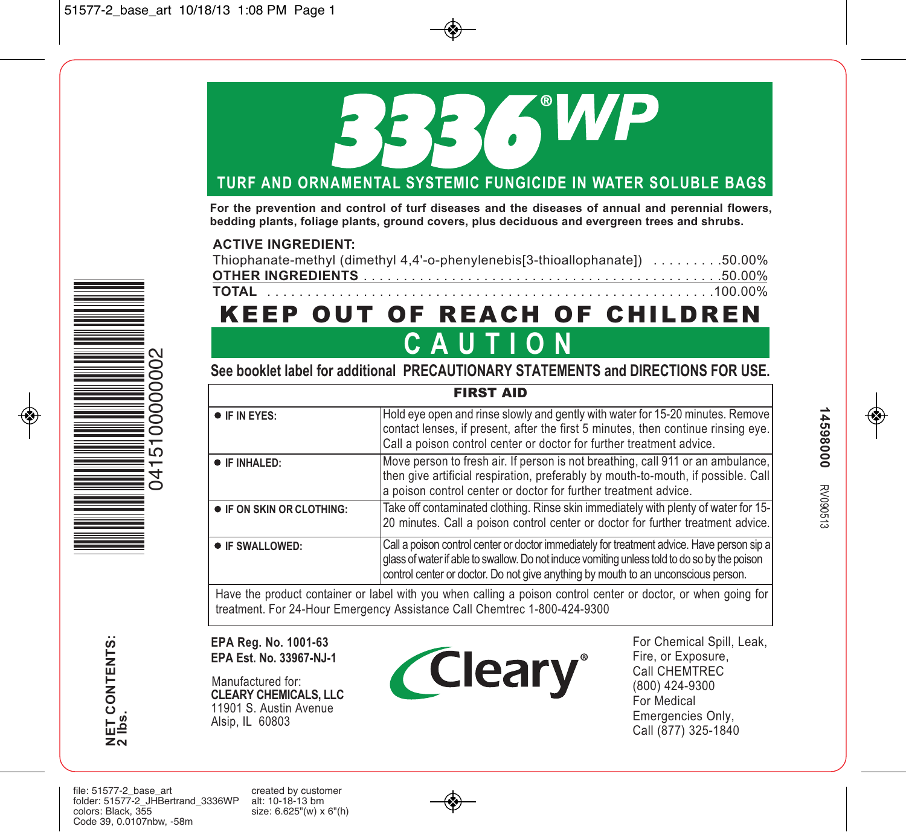# 3336® WP

## TURF AND ORNAMENTAL SYSTEMIC FUNGICIDE IN WATER SOLUBLE BAGS

**For the prevention and control of turf diseases and the diseases of annual and perennial flowers, bedding plants, foliage plants, ground covers, plus deciduous and evergreen trees and shrubs.**

| | |
|---|---|
| **ACTIVE INGREDIENT:** | |
| Thiophanate-methyl (dimethyl 4,4'-o-phenylenebis[3-thioallophanate]) | 50.00% |
| **OTHER INGREDIENTS** | 50.00% |
| **TOTAL** | 100.00% |

# KEEP OUT OF REACH OF CHILDREN

# CAUTION

**See booklet label for additional PRECAUTIONARY STATEMENTS and DIRECTIONS FOR USE.**

| FIRST AID | |
|---|---|
| ● **IF IN EYES:** | Hold eye open and rinse slowly and gently with water for 15-20 minutes. Remove contact lenses, if present, after the first 5 minutes, then continue rinsing eye. Call a poison control center or doctor for further treatment advice. |
| ● **IF INHALED:** | Move person to fresh air. If person is not breathing, call 911 or an ambulance, then give artificial respiration, preferably by mouth-to-mouth, if possible. Call a poison control center or doctor for further treatment advice. |
| ● **IF ON SKIN OR CLOTHING:** | Take off contaminated clothing. Rinse skin immediately with plenty of water for 15-20 minutes. Call a poison control center or doctor for further treatment advice. |
| ● **IF SWALLOWED:** | Call a poison control center or doctor immediately for treatment advice. Have person sip a glass of water if able to swallow. Do not induce vomiting unless told to do so by the poison control center or doctor. Do not give anything by mouth to an unconscious person. |
| Have the product container or label with you when calling a poison control center or doctor, or when going for treatment. For 24-Hour Emergency Assistance Call Chemtrec 1-800-424-9300 | |

**EPA Reg. No. 1001-63**
**EPA Est. No. 33967-NJ-1**

Manufactured for:
**CLEARY CHEMICALS, LLC**
11901 S. Austin Avenue
Alsip, IL 60803

Cleary®

For Chemical Spill, Leak, Fire, or Exposure, Call CHEMTREC (800) 424-9300
For Medical Emergencies Only, Call (877) 325-1840

**NET CONTENTS: 2 lbs.**

041510000002

**14598000** RV090513